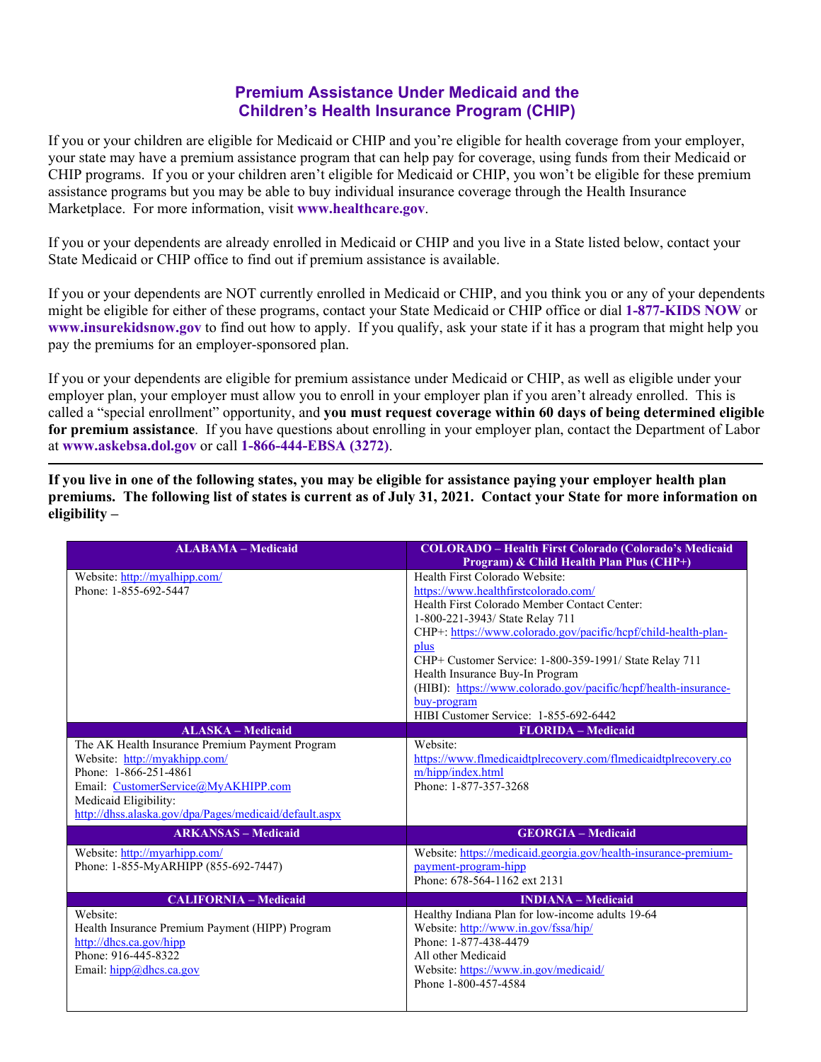# Premium Assistance Under Medicaid and the Children's Health Insurance Program (CHIP)

If you or your children are eligible for Medicaid or CHIP and you're eligible for health coverage from your employer, your state may have a premium assistance program that can help pay for coverage, using funds from their Medicaid or CHIP programs. If you or your children aren't eligible for Medicaid or CHIP, you won't be eligible for these premium assistance programs but you may be able to buy individual insurance coverage through the Health Insurance Marketplace. For more information, visit **www.healthcare.gov**.

If you or your dependents are already enrolled in Medicaid or CHIP and you live in a State listed below, contact your State Medicaid or CHIP office to find out if premium assistance is available.

If you or your dependents are NOT currently enrolled in Medicaid or CHIP, and you think you or any of your dependents might be eligible for either of these programs, contact your State Medicaid or CHIP office or dial **1-877-KIDS NOW** or **www.insurekidsnow.gov** to find out how to apply. If you qualify, ask your state if it has a program that might help you pay the premiums for an employer-sponsored plan.

If you or your dependents are eligible for premium assistance under Medicaid or CHIP, as well as eligible under your employer plan, your employer must allow you to enroll in your employer plan if you aren't already enrolled. This is called a "special enrollment" opportunity, and **you must request coverage within 60 days of being determined eligible for premium assistance**. If you have questions about enrolling in your employer plan, contact the Department of Labor at **www.askebsa.dol.gov** or call **1-866-444-EBSA (3272)**.

---

**If you live in one of the following states, you may be eligible for assistance paying your employer health plan premiums. The following list of states is current as of July 31, 2021. Contact your State for more information on eligibility –**

| ALABAMA – Medicaid | COLORADO – Health First Colorado (Colorado's Medicaid Program) & Child Health Plan Plus (CHP+) |
|---|---|
| Website: http://myalhipp.com/<br>Phone: 1-855-692-5447 | Health First Colorado Website: https://www.healthfirstcolorado.com/<br>Health First Colorado Member Contact Center: 1-800-221-3943/ State Relay 711<br>CHP+: https://www.colorado.gov/pacific/hcpf/child-health-plan-plus<br>CHP+ Customer Service: 1-800-359-1991/ State Relay 711<br>Health Insurance Buy-In Program (HIBI): https://www.colorado.gov/pacific/hcpf/health-insurance-buy-program<br>HIBI Customer Service: 1-855-692-6442 |
| **ALASKA – Medicaid** | **FLORIDA – Medicaid** |
| The AK Health Insurance Premium Payment Program<br>Website: http://myakhipp.com/<br>Phone: 1-866-251-4861<br>Email: CustomerService@MyAKHIPP.com<br>Medicaid Eligibility: http://dhss.alaska.gov/dpa/Pages/medicaid/default.aspx | Website: https://www.flmedicaidtplrecovery.com/flmedicaidtplrecovery.com/hipp/index.html<br>Phone: 1-877-357-3268 |
| **ARKANSAS – Medicaid** | **GEORGIA – Medicaid** |
| Website: http://myarhipp.com/<br>Phone: 1-855-MyARHIPP (855-692-7447) | Website: https://medicaid.georgia.gov/health-insurance-premium-payment-program-hipp<br>Phone: 678-564-1162 ext 2131 |
| **CALIFORNIA – Medicaid** | **INDIANA – Medicaid** |
| Website:<br>Health Insurance Premium Payment (HIPP) Program<br>http://dhcs.ca.gov/hipp<br>Phone: 916-445-8322<br>Email: hipp@dhcs.ca.gov | Healthy Indiana Plan for low-income adults 19-64<br>Website: http://www.in.gov/fssa/hip/<br>Phone: 1-877-438-4479<br>All other Medicaid<br>Website: https://www.in.gov/medicaid/<br>Phone 1-800-457-4584 |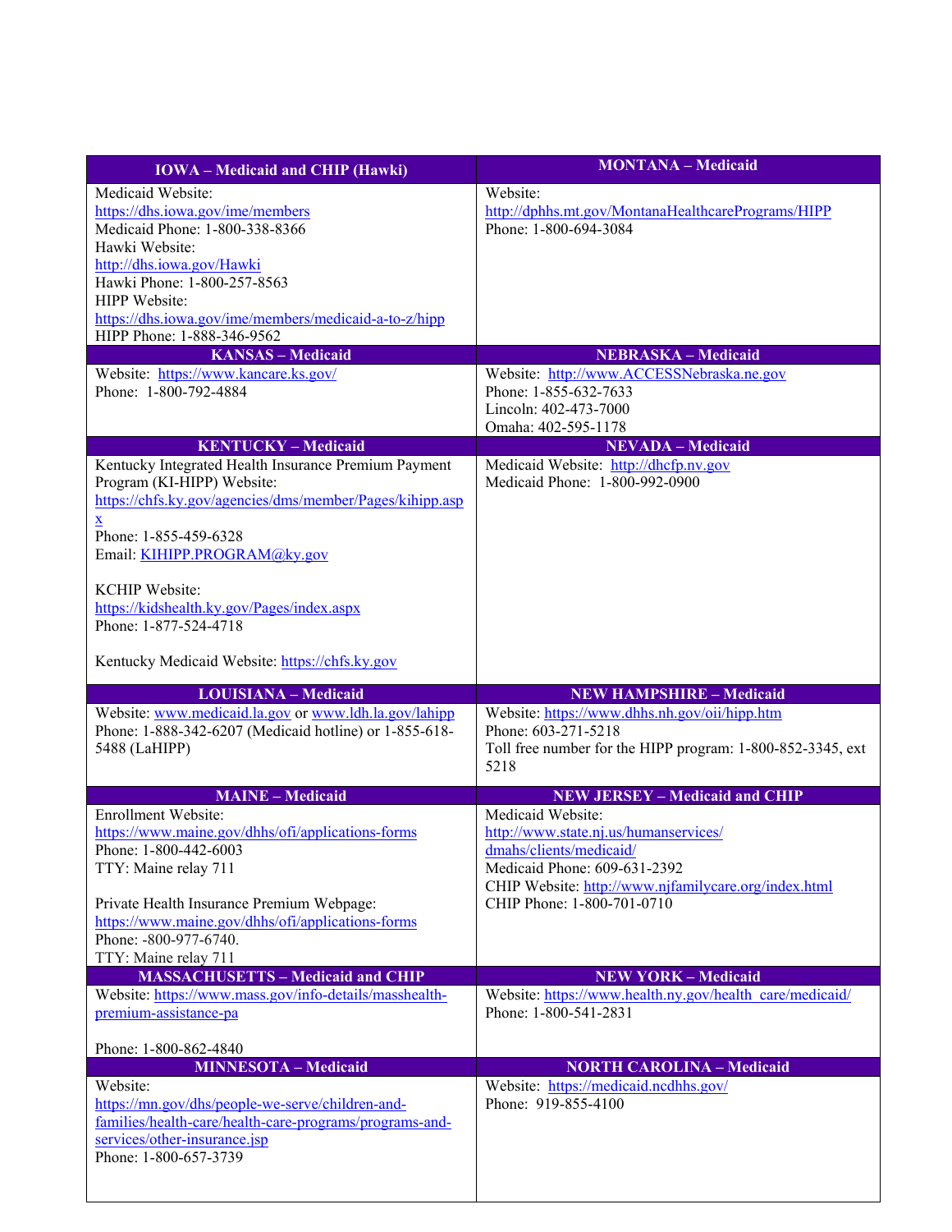| IOWA – Medicaid and CHIP (Hawki) | MONTANA – Medicaid |
|---|---|
| Medicaid Website: https://dhs.iowa.gov/ime/members<br>Medicaid Phone: 1-800-338-8366<br>Hawki Website: http://dhs.iowa.gov/Hawki<br>Hawki Phone: 1-800-257-8563<br>HIPP Website: https://dhs.iowa.gov/ime/members/medicaid-a-to-z/hipp<br>HIPP Phone: 1-888-346-9562 | Website: http://dphhs.mt.gov/MontanaHealthcarePrograms/HIPP<br>Phone: 1-800-694-3084 |
| **KANSAS – Medicaid** | **NEBRASKA – Medicaid** |
| Website: https://www.kancare.ks.gov/<br>Phone: 1-800-792-4884 | Website: http://www.ACCESSNebraska.ne.gov<br>Phone: 1-855-632-7633<br>Lincoln: 402-473-7000<br>Omaha: 402-595-1178 |
| **KENTUCKY – Medicaid** | **NEVADA – Medicaid** |
| Kentucky Integrated Health Insurance Premium Payment Program (KI-HIPP) Website: https://chfs.ky.gov/agencies/dms/member/Pages/kihipp.aspx<br>Phone: 1-855-459-6328<br>Email: KIHIPP.PROGRAM@ky.gov<br><br>KCHIP Website: https://kidshealth.ky.gov/Pages/index.aspx<br>Phone: 1-877-524-4718<br><br>Kentucky Medicaid Website: https://chfs.ky.gov | Medicaid Website: http://dhcfp.nv.gov<br>Medicaid Phone: 1-800-992-0900 |
| **LOUISIANA – Medicaid** | **NEW HAMPSHIRE – Medicaid** |
| Website: www.medicaid.la.gov or www.ldh.la.gov/lahipp<br>Phone: 1-888-342-6207 (Medicaid hotline) or 1-855-618-5488 (LaHIPP) | Website: https://www.dhhs.nh.gov/oii/hipp.htm<br>Phone: 603-271-5218<br>Toll free number for the HIPP program: 1-800-852-3345, ext 5218 |
| **MAINE – Medicaid** | **NEW JERSEY – Medicaid and CHIP** |
| Enrollment Website: https://www.maine.gov/dhhs/ofi/applications-forms<br>Phone: 1-800-442-6003<br>TTY: Maine relay 711<br><br>Private Health Insurance Premium Webpage: https://www.maine.gov/dhhs/ofi/applications-forms<br>Phone: -800-977-6740.<br>TTY: Maine relay 711 | Medicaid Website: http://www.state.nj.us/humanservices/dmahs/clients/medicaid/<br>Medicaid Phone: 609-631-2392<br>CHIP Website: http://www.njfamilycare.org/index.html<br>CHIP Phone: 1-800-701-0710 |
| **MASSACHUSETTS – Medicaid and CHIP** | **NEW YORK – Medicaid** |
| Website: https://www.mass.gov/info-details/masshealth-premium-assistance-pa<br><br>Phone: 1-800-862-4840 | Website: https://www.health.ny.gov/health_care/medicaid/<br>Phone: 1-800-541-2831 |
| **MINNESOTA – Medicaid** | **NORTH CAROLINA – Medicaid** |
| Website: https://mn.gov/dhs/people-we-serve/children-and-families/health-care/health-care-programs/programs-and-services/other-insurance.jsp<br>Phone: 1-800-657-3739 | Website: https://medicaid.ncdhhs.gov/<br>Phone: 919-855-4100 |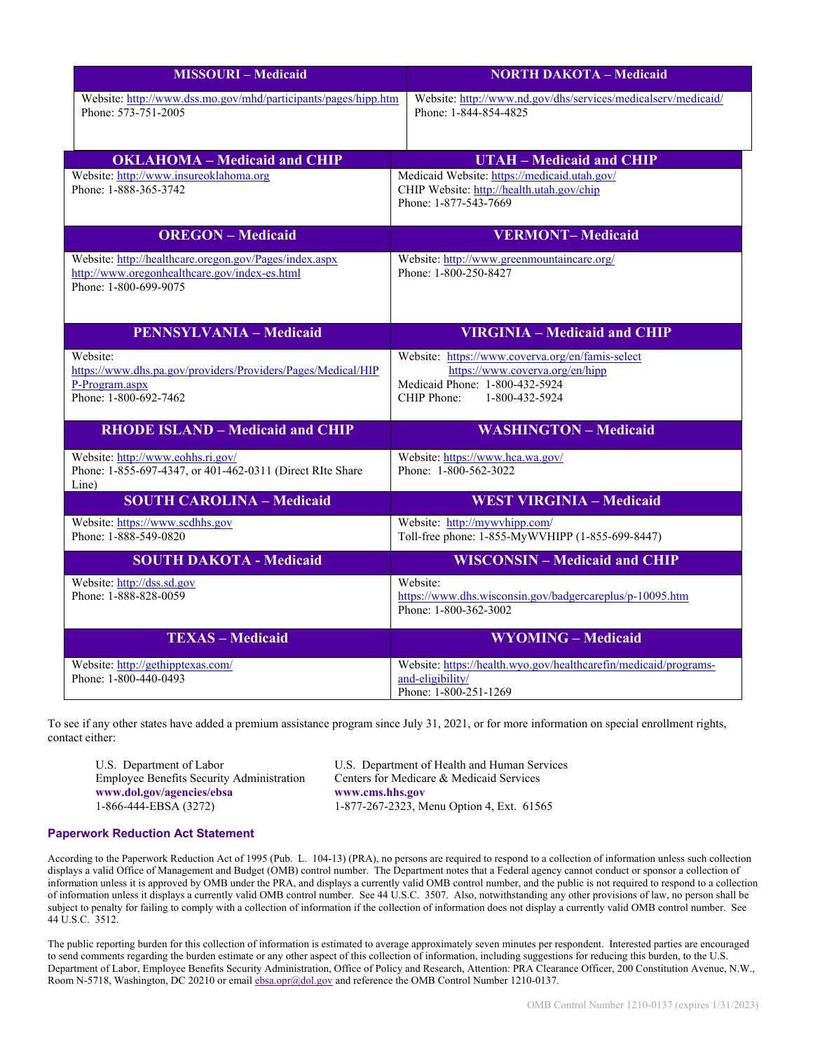| MISSOURI – Medicaid | NORTH DAKOTA – Medicaid |
|---|---|
| Website: http://www.dss.mo.gov/mhd/participants/pages/hipp.htm<br>Phone: 573-751-2005 | Website: http://www.nd.gov/dhs/services/medicalserv/medicaid/<br>Phone: 1-844-854-4825 |
| **OKLAHOMA – Medicaid and CHIP** | **UTAH – Medicaid and CHIP** |
| Website: http://www.insureoklahoma.org<br>Phone: 1-888-365-3742 | Medicaid Website: https://medicaid.utah.gov/<br>CHIP Website: http://health.utah.gov/chip<br>Phone: 1-877-543-7669 |
| **OREGON – Medicaid** | **VERMONT– Medicaid** |
| Website: http://healthcare.oregon.gov/Pages/index.aspx<br>http://www.oregonhealthcare.gov/index-es.html<br>Phone: 1-800-699-9075 | Website: http://www.greenmountaincare.org/<br>Phone: 1-800-250-8427 |
| **PENNSYLVANIA – Medicaid** | **VIRGINIA – Medicaid and CHIP** |
| Website:<br>https://www.dhs.pa.gov/providers/Providers/Pages/Medical/HIPP-Program.aspx<br>Phone: 1-800-692-7462 | Website: https://www.coverva.org/en/famis-select<br>https://www.coverva.org/en/hipp<br>Medicaid Phone: 1-800-432-5924<br>CHIP Phone: 1-800-432-5924 |
| **RHODE ISLAND – Medicaid and CHIP** | **WASHINGTON – Medicaid** |
| Website: http://www.eohhs.ri.gov/<br>Phone: 1-855-697-4347, or 401-462-0311 (Direct RIte Share Line) | Website: https://www.hca.wa.gov/<br>Phone: 1-800-562-3022 |
| **SOUTH CAROLINA – Medicaid** | **WEST VIRGINIA – Medicaid** |
| Website: https://www.scdhhs.gov<br>Phone: 1-888-549-0820 | Website: http://mywvhipp.com/<br>Toll-free phone: 1-855-MyWVHIPP (1-855-699-8447) |
| **SOUTH DAKOTA - Medicaid** | **WISCONSIN – Medicaid and CHIP** |
| Website: http://dss.sd.gov<br>Phone: 1-888-828-0059 | Website:<br>https://www.dhs.wisconsin.gov/badgercareplus/p-10095.htm<br>Phone: 1-800-362-3002 |
| **TEXAS – Medicaid** | **WYOMING – Medicaid** |
| Website: http://gethipptexas.com/<br>Phone: 1-800-440-0493 | Website: https://health.wyo.gov/healthcarefin/medicaid/programs-and-eligibility/<br>Phone: 1-800-251-1269 |

To see if any other states have added a premium assistance program since July 31, 2021, or for more information on special enrollment rights, contact either:

U.S. Department of Labor
Employee Benefits Security Administration
**www.dol.gov/agencies/ebsa**
1-866-444-EBSA (3272)

U.S. Department of Health and Human Services
Centers for Medicare & Medicaid Services
**www.cms.hhs.gov**
1-877-267-2323, Menu Option 4, Ext. 61565

### Paperwork Reduction Act Statement

According to the Paperwork Reduction Act of 1995 (Pub. L. 104-13) (PRA), no persons are required to respond to a collection of information unless such collection displays a valid Office of Management and Budget (OMB) control number. The Department notes that a Federal agency cannot conduct or sponsor a collection of information unless it is approved by OMB under the PRA, and displays a currently valid OMB control number, and the public is not required to respond to a collection of information unless it displays a currently valid OMB control number. See 44 U.S.C. 3507. Also, notwithstanding any other provisions of law, no person shall be subject to penalty for failing to comply with a collection of information if the collection of information does not display a currently valid OMB control number. See 44 U.S.C. 3512.

The public reporting burden for this collection of information is estimated to average approximately seven minutes per respondent. Interested parties are encouraged to send comments regarding the burden estimate or any other aspect of this collection of information, including suggestions for reducing this burden, to the U.S. Department of Labor, Employee Benefits Security Administration, Office of Policy and Research, Attention: PRA Clearance Officer, 200 Constitution Avenue, N.W., Room N-5718, Washington, DC 20210 or email ebsa.opr@dol.gov and reference the OMB Control Number 1210-0137.

OMB Control Number 1210-0137 (expires 1/31/2023)